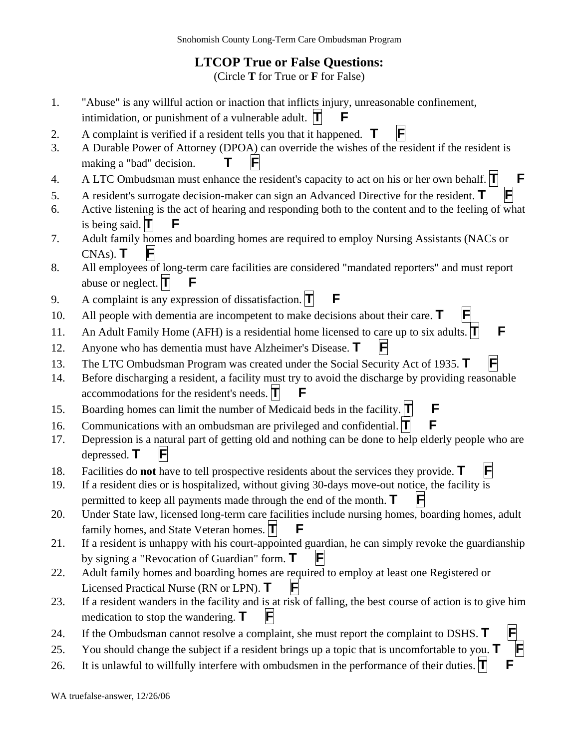# LTCOP True or False Questions:

(Circle **T** for True or **F** for False)

1. "Abuse" is any willful action or inaction that inflicts injury, unreasonable confinement, intimidation, or punishment of a vulnerable adult. [T] F
2. A complaint is verified if a resident tells you that it happened. T [F]
3. A Durable Power of Attorney (DPOA) can override the wishes of the resident if the resident is making a "bad" decision. T [F]
4. A LTC Ombudsman must enhance the resident's capacity to act on his or her own behalf. [T] F
5. A resident's surrogate decision-maker can sign an Advanced Directive for the resident. T [F]
6. Active listening is the act of hearing and responding both to the content and to the feeling of what is being said. [T] F
7. Adult family homes and boarding homes are required to employ Nursing Assistants (NACs or CNAs). T [F]
8. All employees of long-term care facilities are considered "mandated reporters" and must report abuse or neglect. [T] F
9. A complaint is any expression of dissatisfaction. [T] F
10. All people with dementia are incompetent to make decisions about their care. T [F]
11. An Adult Family Home (AFH) is a residential home licensed to care up to six adults. [T] F
12. Anyone who has dementia must have Alzheimer's Disease. T [F]
13. The LTC Ombudsman Program was created under the Social Security Act of 1935. T [F]
14. Before discharging a resident, a facility must try to avoid the discharge by providing reasonable accommodations for the resident's needs. [T] F
15. Boarding homes can limit the number of Medicaid beds in the facility. [T] F
16. Communications with an ombudsman are privileged and confidential. [T] F
17. Depression is a natural part of getting old and nothing can be done to help elderly people who are depressed. T [F]
18. Facilities do **not** have to tell prospective residents about the services they provide. T [F]
19. If a resident dies or is hospitalized, without giving 30-days move-out notice, the facility is permitted to keep all payments made through the end of the month. T [F]
20. Under State law, licensed long-term care facilities include nursing homes, boarding homes, adult family homes, and State Veteran homes. [T] F
21. If a resident is unhappy with his court-appointed guardian, he can simply revoke the guardianship by signing a "Revocation of Guardian" form. T [F]
22. Adult family homes and boarding homes are required to employ at least one Registered or Licensed Practical Nurse (RN or LPN). T [F]
23. If a resident wanders in the facility and is at risk of falling, the best course of action is to give him medication to stop the wandering. T [F]
24. If the Ombudsman cannot resolve a complaint, she must report the complaint to DSHS. T [F]
25. You should change the subject if a resident brings up a topic that is uncomfortable to you. T [F]
26. It is unlawful to willfully interfere with ombudsmen in the performance of their duties. [T] F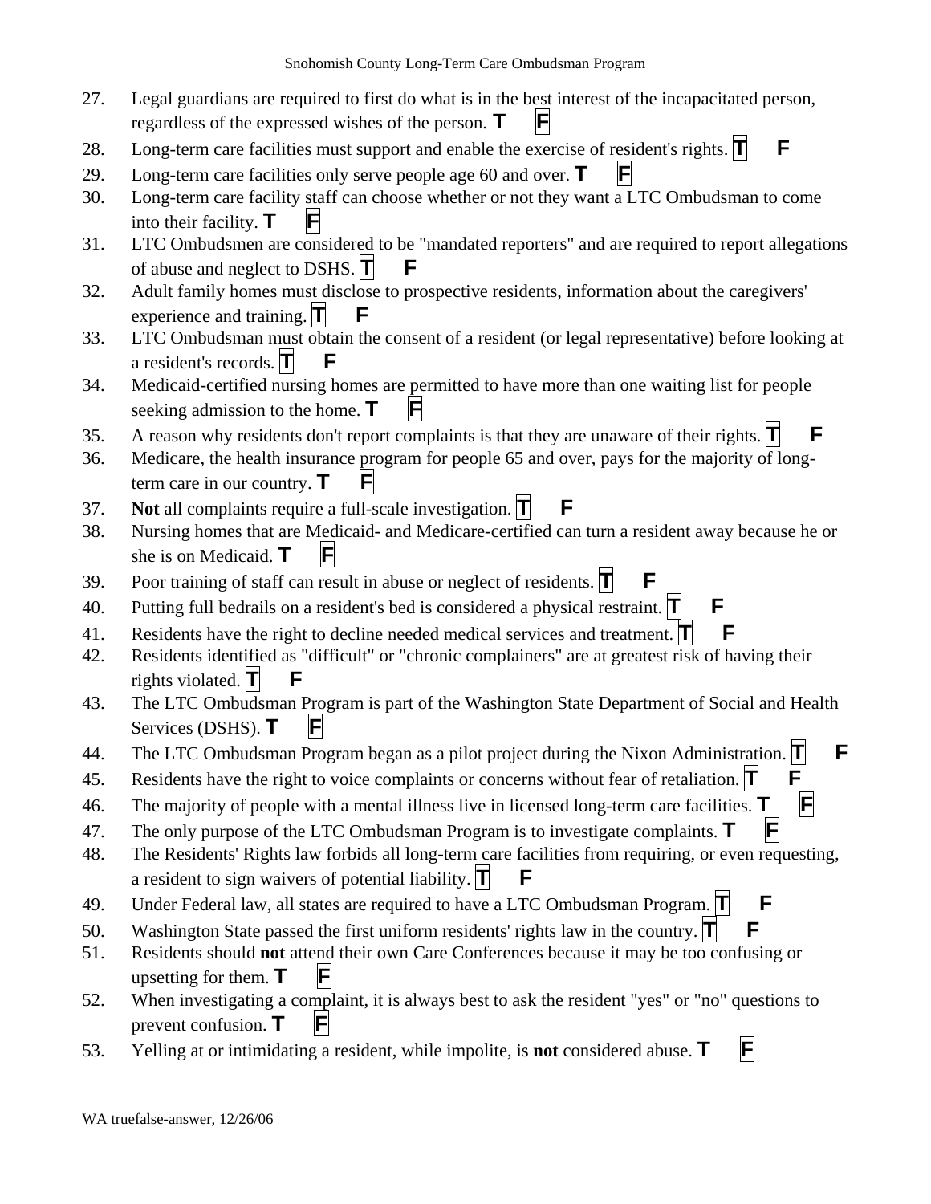27. Legal guardians are required to first do what is in the best interest of the incapacitated person, regardless of the expressed wishes of the person. T [F]
28. Long-term care facilities must support and enable the exercise of resident's rights. [T] F
29. Long-term care facilities only serve people age 60 and over. T [F]
30. Long-term care facility staff can choose whether or not they want a LTC Ombudsman to come into their facility. T [F]
31. LTC Ombudsmen are considered to be "mandated reporters" and are required to report allegations of abuse and neglect to DSHS. [T] F
32. Adult family homes must disclose to prospective residents, information about the caregivers' experience and training. [T] F
33. LTC Ombudsman must obtain the consent of a resident (or legal representative) before looking at a resident's records. [T] F
34. Medicaid-certified nursing homes are permitted to have more than one waiting list for people seeking admission to the home. T [F]
35. A reason why residents don't report complaints is that they are unaware of their rights. [T] F
36. Medicare, the health insurance program for people 65 and over, pays for the majority of long-term care in our country. T [F]
37. **Not** all complaints require a full-scale investigation. [T] F
38. Nursing homes that are Medicaid- and Medicare-certified can turn a resident away because he or she is on Medicaid. T [F]
39. Poor training of staff can result in abuse or neglect of residents. [T] F
40. Putting full bedrails on a resident's bed is considered a physical restraint. [T] F
41. Residents have the right to decline needed medical services and treatment. [T] F
42. Residents identified as "difficult" or "chronic complainers" are at greatest risk of having their rights violated. [T] F
43. The LTC Ombudsman Program is part of the Washington State Department of Social and Health Services (DSHS). T [F]
44. The LTC Ombudsman Program began as a pilot project during the Nixon Administration. [T] F
45. Residents have the right to voice complaints or concerns without fear of retaliation. [T] F
46. The majority of people with a mental illness live in licensed long-term care facilities. T [F]
47. The only purpose of the LTC Ombudsman Program is to investigate complaints. T [F]
48. The Residents' Rights law forbids all long-term care facilities from requiring, or even requesting, a resident to sign waivers of potential liability. [T] F
49. Under Federal law, all states are required to have a LTC Ombudsman Program. [T] F
50. Washington State passed the first uniform residents' rights law in the country. [T] F
51. Residents should **not** attend their own Care Conferences because it may be too confusing or upsetting for them. T [F]
52. When investigating a complaint, it is always best to ask the resident "yes" or "no" questions to prevent confusion. T [F]
53. Yelling at or intimidating a resident, while impolite, is **not** considered abuse. T [F]